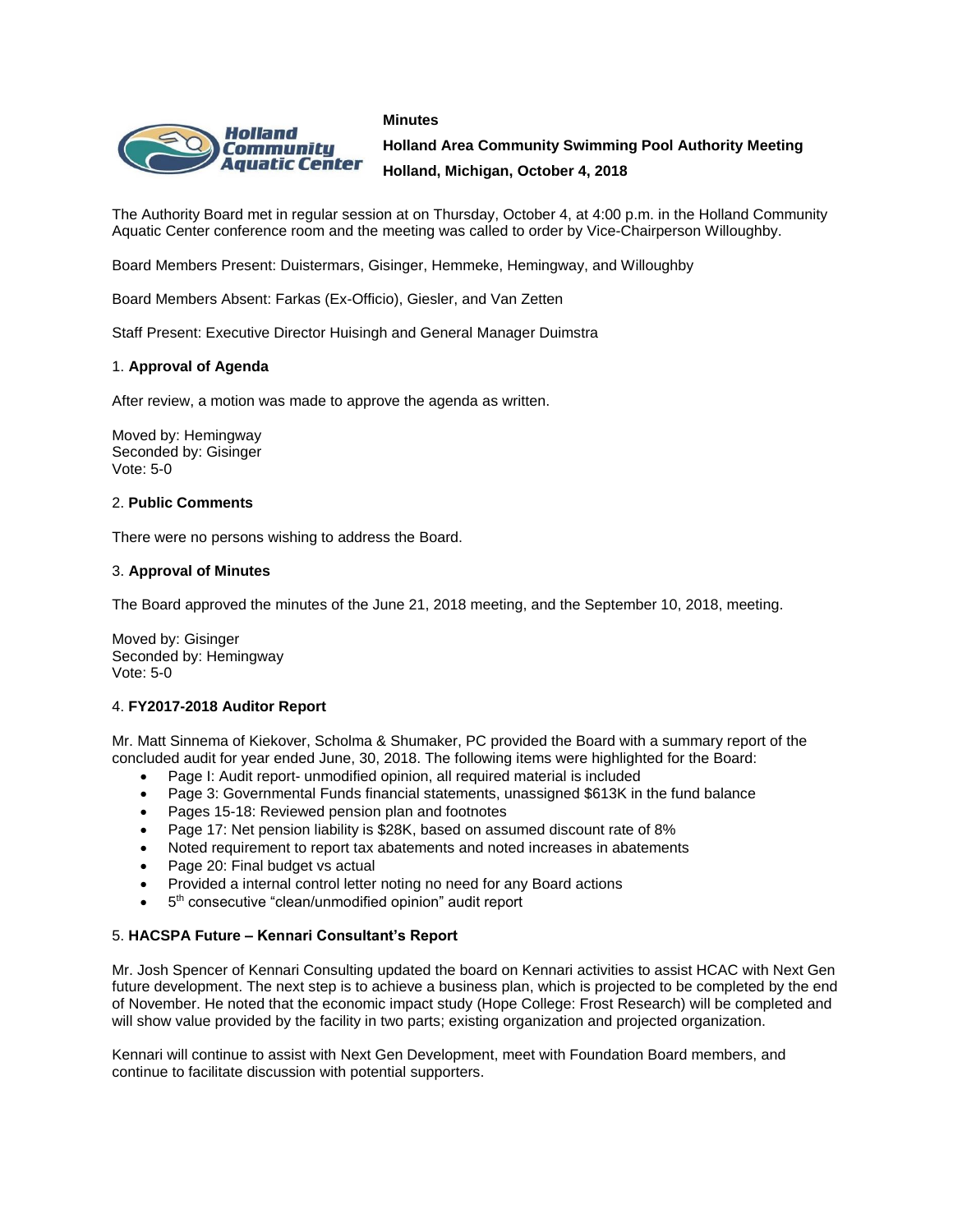**Minutes**

**Holland Area Community Swimming Pool Authority Meeting**

**Holland, Michigan, October 4, 2018**

The Authority Board met in regular session at on Thursday, October 4, at 4:00 p.m. in the Holland Community Aquatic Center conference room and the meeting was called to order by Vice-Chairperson Willoughby.

Board Members Present: Duistermars, Gisinger, Hemmeke, Hemingway, and Willoughby

Board Members Absent: Farkas (Ex-Officio), Giesler, and Van Zetten

Staff Present: Executive Director Huisingh and General Manager Duimstra

1. **Approval of Agenda**

After review, a motion was made to approve the agenda as written.

Moved by: Hemingway
Seconded by: Gisinger
Vote: 5-0

2. **Public Comments**

There were no persons wishing to address the Board.

3. **Approval of Minutes**

The Board approved the minutes of the June 21, 2018 meeting, and the September 10, 2018, meeting.

Moved by: Gisinger
Seconded by: Hemingway
Vote: 5-0

4. **FY2017-2018 Auditor Report**

Mr. Matt Sinnema of Kiekover, Scholma & Shumaker, PC provided the Board with a summary report of the concluded audit for year ended June, 30, 2018. The following items were highlighted for the Board:

- Page I: Audit report- unmodified opinion, all required material is included
- Page 3: Governmental Funds financial statements, unassigned $613K in the fund balance
- Pages 15-18: Reviewed pension plan and footnotes
- Page 17: Net pension liability is $28K, based on assumed discount rate of 8%
- Noted requirement to report tax abatements and noted increases in abatements
- Page 20: Final budget vs actual
- Provided a internal control letter noting no need for any Board actions
- 5th consecutive "clean/unmodified opinion" audit report

5. **HACSPA Future – Kennari Consultant's Report**

Mr. Josh Spencer of Kennari Consulting updated the board on Kennari activities to assist HCAC with Next Gen future development. The next step is to achieve a business plan, which is projected to be completed by the end of November. He noted that the economic impact study (Hope College: Frost Research) will be completed and will show value provided by the facility in two parts; existing organization and projected organization.

Kennari will continue to assist with Next Gen Development, meet with Foundation Board members, and continue to facilitate discussion with potential supporters.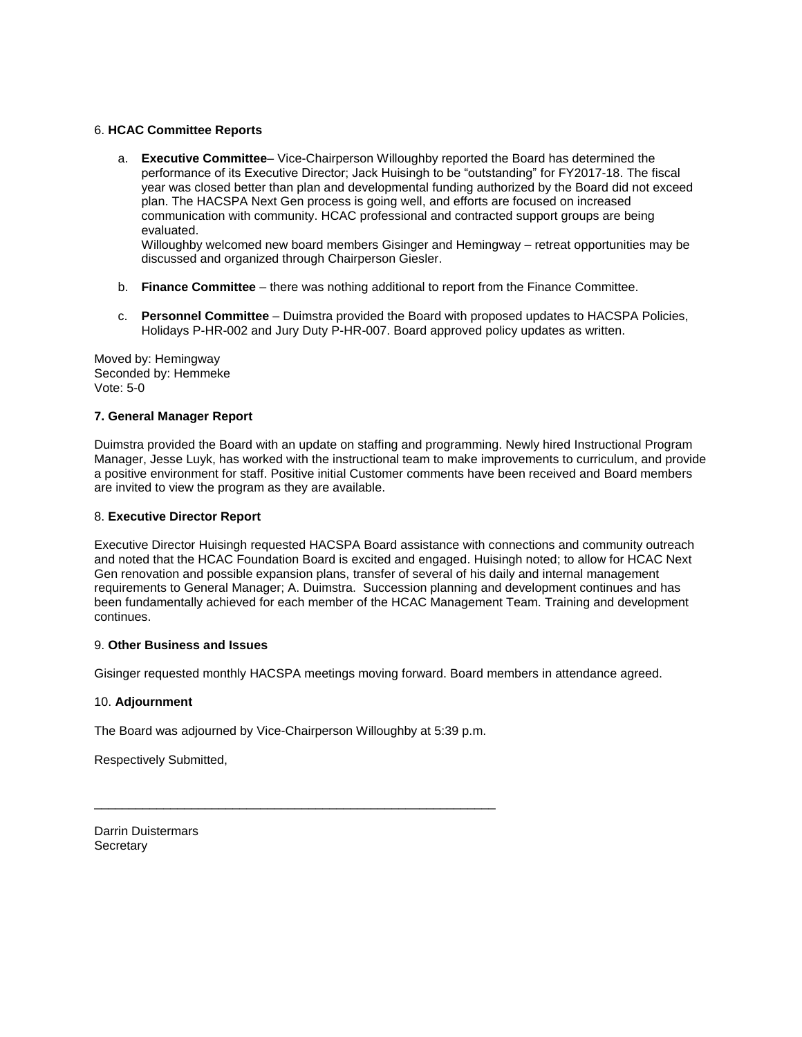6. **HCAC Committee Reports**

a. **Executive Committee**– Vice-Chairperson Willoughby reported the Board has determined the performance of its Executive Director; Jack Huisingh to be "outstanding" for FY2017-18. The fiscal year was closed better than plan and developmental funding authorized by the Board did not exceed plan. The HACSPA Next Gen process is going well, and efforts are focused on increased communication with community. HCAC professional and contracted support groups are being evaluated.
   Willoughby welcomed new board members Gisinger and Hemingway – retreat opportunities may be discussed and organized through Chairperson Giesler.

b. **Finance Committee** – there was nothing additional to report from the Finance Committee.

c. **Personnel Committee** – Duimstra provided the Board with proposed updates to HACSPA Policies, Holidays P-HR-002 and Jury Duty P-HR-007. Board approved policy updates as written.

Moved by: Hemingway
Seconded by: Hemmeke
Vote: 5-0

**7. General Manager Report**

Duimstra provided the Board with an update on staffing and programming. Newly hired Instructional Program Manager, Jesse Luyk, has worked with the instructional team to make improvements to curriculum, and provide a positive environment for staff. Positive initial Customer comments have been received and Board members are invited to view the program as they are available.

8. **Executive Director Report**

Executive Director Huisingh requested HACSPA Board assistance with connections and community outreach and noted that the HCAC Foundation Board is excited and engaged. Huisingh noted; to allow for HCAC Next Gen renovation and possible expansion plans, transfer of several of his daily and internal management requirements to General Manager; A. Duimstra. Succession planning and development continues and has been fundamentally achieved for each member of the HCAC Management Team. Training and development continues.

9. **Other Business and Issues**

Gisinger requested monthly HACSPA meetings moving forward. Board members in attendance agreed.

10. **Adjournment**

The Board was adjourned by Vice-Chairperson Willoughby at 5:39 p.m.

Respectively Submitted,

\_\_\_\_\_\_\_\_\_\_\_\_\_\_\_\_\_\_\_\_\_\_\_\_\_\_\_\_\_\_\_\_\_\_\_\_\_\_\_\_\_\_\_\_\_\_\_\_\_\_\_\_\_\_\_\_

Darrin Duistermars
Secretary